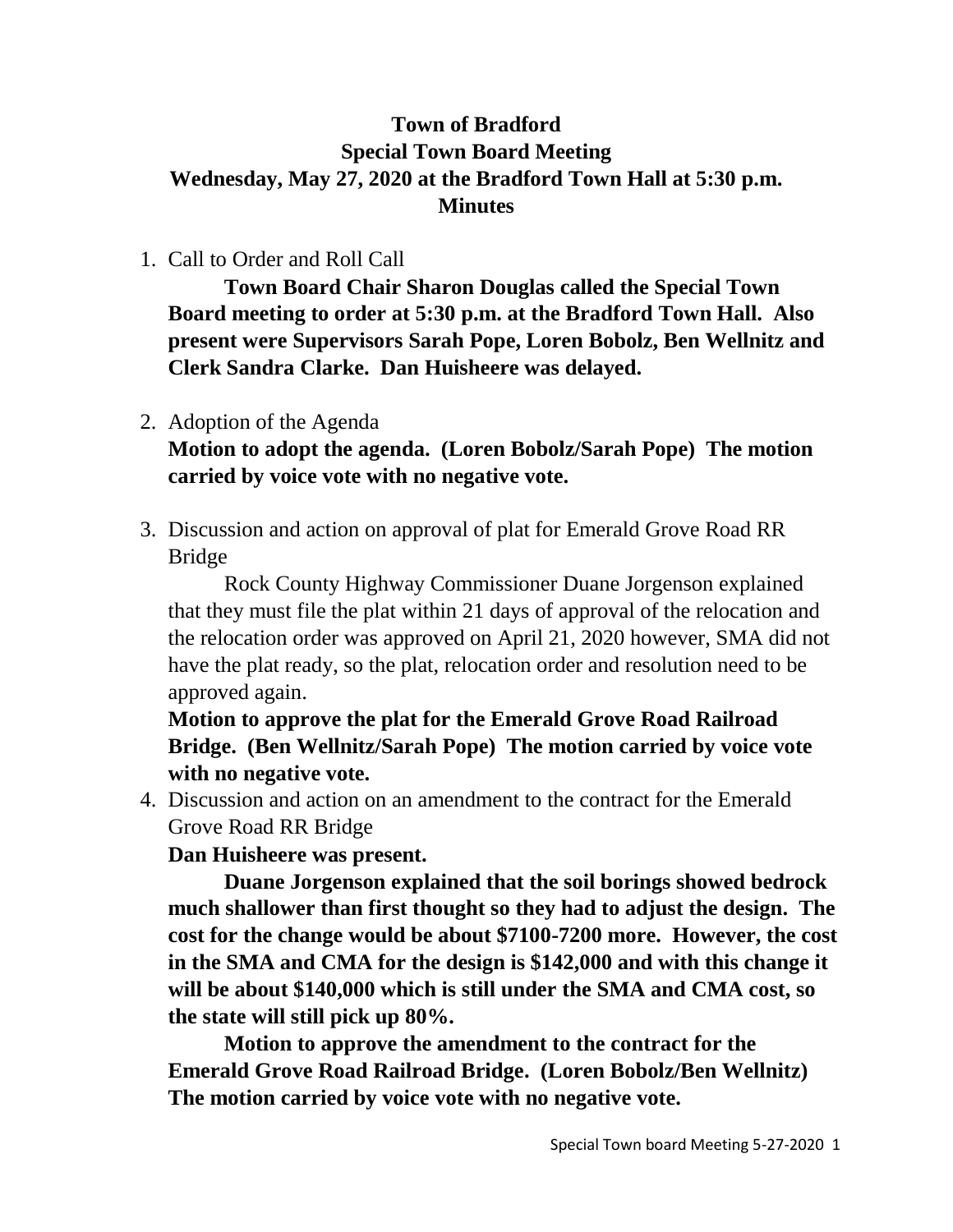# Town of Bradford
## Special Town Board Meeting
## Wednesday, May 27, 2020 at the Bradford Town Hall at 5:30 p.m.
## Minutes

1. Call to Order and Roll Call

   **Town Board Chair Sharon Douglas called the Special Town Board meeting to order at 5:30 p.m. at the Bradford Town Hall. Also present were Supervisors Sarah Pope, Loren Bobolz, Ben Wellnitz and Clerk Sandra Clarke. Dan Huisheere was delayed.**

2. Adoption of the Agenda

   **Motion to adopt the agenda. (Loren Bobolz/Sarah Pope) The motion carried by voice vote with no negative vote.**

3. Discussion and action on approval of plat for Emerald Grove Road RR Bridge

   Rock County Highway Commissioner Duane Jorgenson explained that they must file the plat within 21 days of approval of the relocation and the relocation order was approved on April 21, 2020 however, SMA did not have the plat ready, so the plat, relocation order and resolution need to be approved again.

   **Motion to approve the plat for the Emerald Grove Road Railroad Bridge. (Ben Wellnitz/Sarah Pope) The motion carried by voice vote with no negative vote.**

4. Discussion and action on an amendment to the contract for the Emerald Grove Road RR Bridge

   **Dan Huisheere was present.**

   **Duane Jorgenson explained that the soil borings showed bedrock much shallower than first thought so they had to adjust the design. The cost for the change would be about $7100-7200 more. However, the cost in the SMA and CMA for the design is $142,000 and with this change it will be about $140,000 which is still under the SMA and CMA cost, so the state will still pick up 80%.**

   **Motion to approve the amendment to the contract for the Emerald Grove Road Railroad Bridge. (Loren Bobolz/Ben Wellnitz) The motion carried by voice vote with no negative vote.**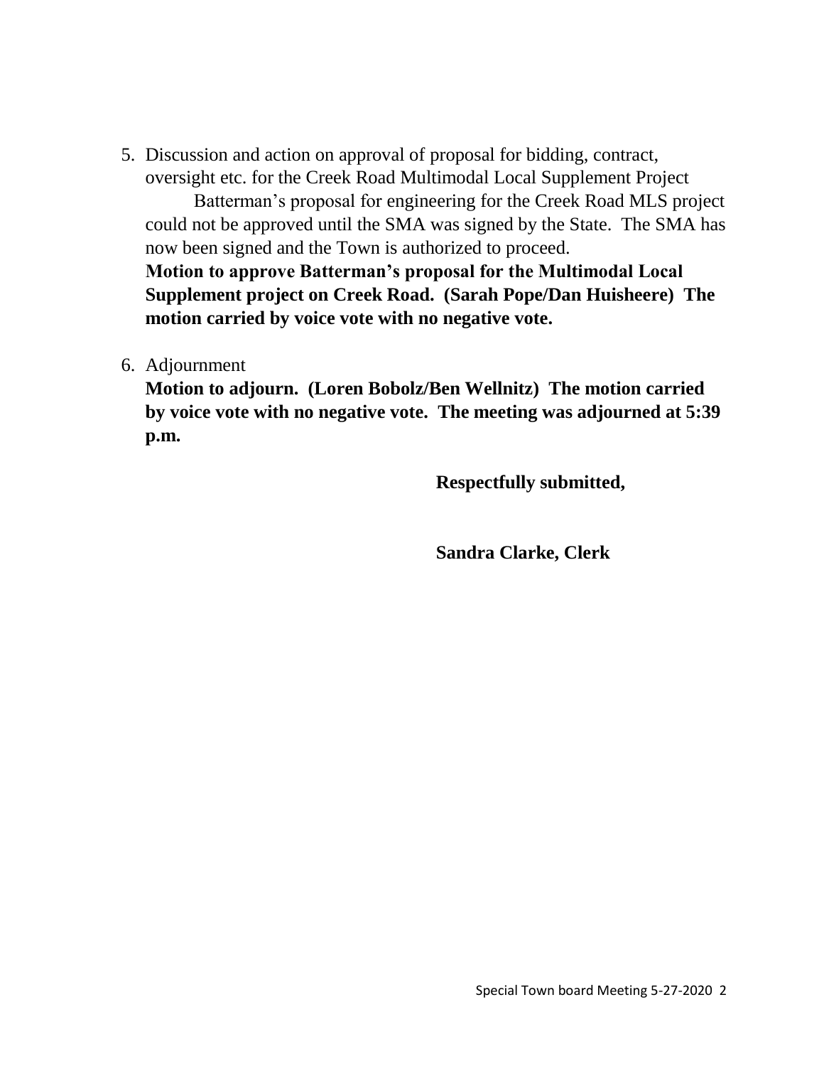5. Discussion and action on approval of proposal for bidding, contract, oversight etc. for the Creek Road Multimodal Local Supplement Project

   Batterman's proposal for engineering for the Creek Road MLS project could not be approved until the SMA was signed by the State. The SMA has now been signed and the Town is authorized to proceed.

   **Motion to approve Batterman's proposal for the Multimodal Local Supplement project on Creek Road. (Sarah Pope/Dan Huisheere) The motion carried by voice vote with no negative vote.**

6. Adjournment

   **Motion to adjourn. (Loren Bobolz/Ben Wellnitz) The motion carried by voice vote with no negative vote. The meeting was adjourned at 5:39 p.m.**

**Respectfully submitted,**

**Sandra Clarke, Clerk**